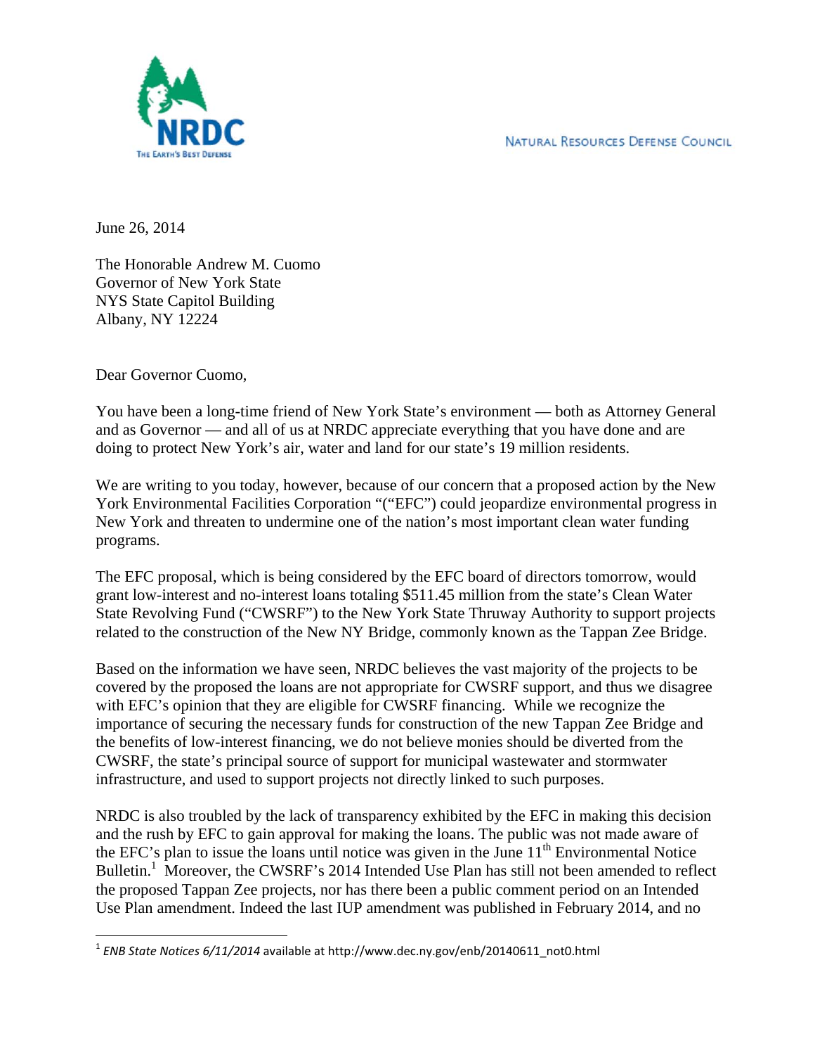NATURAL RESOURCES DEFENSE COUNCIL

June 26, 2014

The Honorable Andrew M. Cuomo
Governor of New York State
NYS State Capitol Building
Albany, NY 12224

Dear Governor Cuomo,

You have been a long-time friend of New York State's environment — both as Attorney General and as Governor — and all of us at NRDC appreciate everything that you have done and are doing to protect New York's air, water and land for our state's 19 million residents.

We are writing to you today, however, because of our concern that a proposed action by the New York Environmental Facilities Corporation "("EFC") could jeopardize environmental progress in New York and threaten to undermine one of the nation's most important clean water funding programs.

The EFC proposal, which is being considered by the EFC board of directors tomorrow, would grant low-interest and no-interest loans totaling $511.45 million from the state's Clean Water State Revolving Fund ("CWSRF") to the New York State Thruway Authority to support projects related to the construction of the New NY Bridge, commonly known as the Tappan Zee Bridge.

Based on the information we have seen, NRDC believes the vast majority of the projects to be covered by the proposed the loans are not appropriate for CWSRF support, and thus we disagree with EFC's opinion that they are eligible for CWSRF financing. While we recognize the importance of securing the necessary funds for construction of the new Tappan Zee Bridge and the benefits of low-interest financing, we do not believe monies should be diverted from the CWSRF, the state's principal source of support for municipal wastewater and stormwater infrastructure, and used to support projects not directly linked to such purposes.

NRDC is also troubled by the lack of transparency exhibited by the EFC in making this decision and the rush by EFC to gain approval for making the loans. The public was not made aware of the EFC's plan to issue the loans until notice was given in the June 11th Environmental Notice Bulletin.[1] Moreover, the CWSRF's 2014 Intended Use Plan has still not been amended to reflect the proposed Tappan Zee projects, nor has there been a public comment period on an Intended Use Plan amendment. Indeed the last IUP amendment was published in February 2014, and no

[1] *ENB State Notices 6/11/2014* available at http://www.dec.ny.gov/enb/20140611_not0.html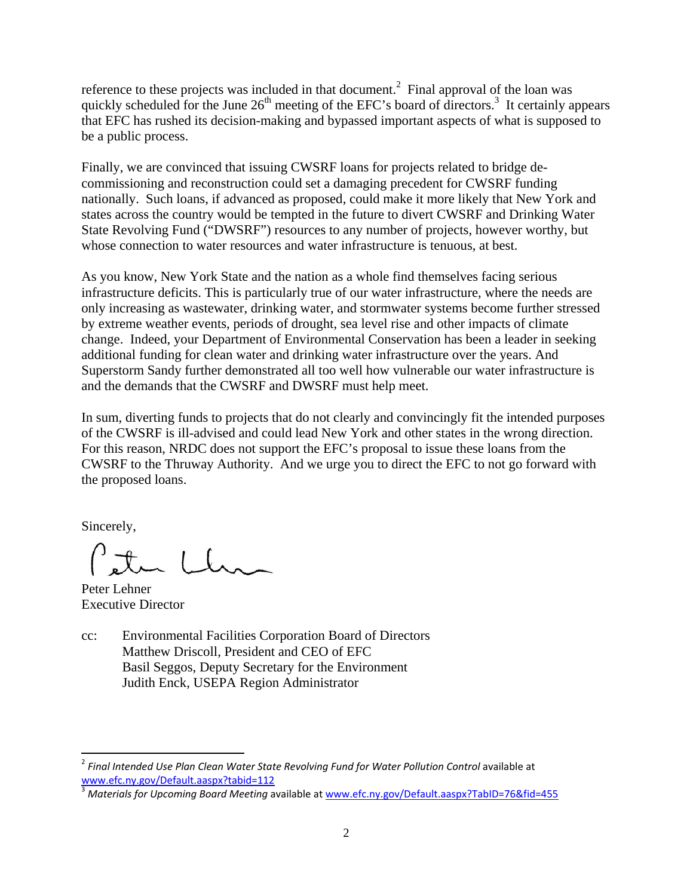reference to these projects was included in that document.[2] Final approval of the loan was quickly scheduled for the June 26th meeting of the EFC's board of directors.[3] It certainly appears that EFC has rushed its decision-making and bypassed important aspects of what is supposed to be a public process.

Finally, we are convinced that issuing CWSRF loans for projects related to bridge de-commissioning and reconstruction could set a damaging precedent for CWSRF funding nationally. Such loans, if advanced as proposed, could make it more likely that New York and states across the country would be tempted in the future to divert CWSRF and Drinking Water State Revolving Fund ("DWSRF") resources to any number of projects, however worthy, but whose connection to water resources and water infrastructure is tenuous, at best.

As you know, New York State and the nation as a whole find themselves facing serious infrastructure deficits. This is particularly true of our water infrastructure, where the needs are only increasing as wastewater, drinking water, and stormwater systems become further stressed by extreme weather events, periods of drought, sea level rise and other impacts of climate change. Indeed, your Department of Environmental Conservation has been a leader in seeking additional funding for clean water and drinking water infrastructure over the years. And Superstorm Sandy further demonstrated all too well how vulnerable our water infrastructure is and the demands that the CWSRF and DWSRF must help meet.

In sum, diverting funds to projects that do not clearly and convincingly fit the intended purposes of the CWSRF is ill-advised and could lead New York and other states in the wrong direction. For this reason, NRDC does not support the EFC's proposal to issue these loans from the CWSRF to the Thruway Authority. And we urge you to direct the EFC to not go forward with the proposed loans.

Sincerely,

Peter Lehner
Executive Director

cc: Environmental Facilities Corporation Board of Directors
Matthew Driscoll, President and CEO of EFC
Basil Seggos, Deputy Secretary for the Environment
Judith Enck, USEPA Region Administrator

---

[2] *Final Intended Use Plan Clean Water State Revolving Fund for Water Pollution Control* available at www.efc.ny.gov/Default.aaspx?tabid=112

[3] *Materials for Upcoming Board Meeting* available at www.efc.ny.gov/Default.aaspx?TabID=76&fid=455